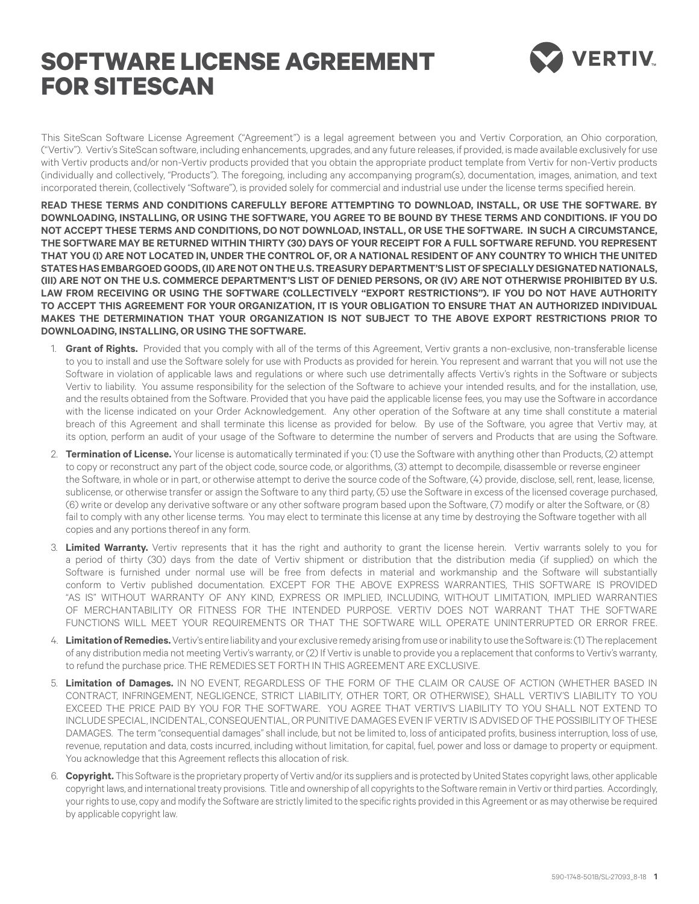# SOFTWARE LICENSE AGREEMENT FOR SITESCAN

This SiteScan Software License Agreement ("Agreement") is a legal agreement between you and Vertiv Corporation, an Ohio corporation, ("Vertiv"). Vertiv's SiteScan software, including enhancements, upgrades, and any future releases, if provided, is made available exclusively for use with Vertiv products and/or non-Vertiv products provided that you obtain the appropriate product template from Vertiv for non-Vertiv products (individually and collectively, "Products"). The foregoing, including any accompanying program(s), documentation, images, animation, and text incorporated therein, (collectively "Software"), is provided solely for commercial and industrial use under the license terms specified herein.

**READ THESE TERMS AND CONDITIONS CAREFULLY BEFORE ATTEMPTING TO DOWNLOAD, INSTALL, OR USE THE SOFTWARE. BY DOWNLOADING, INSTALLING, OR USING THE SOFTWARE, YOU AGREE TO BE BOUND BY THESE TERMS AND CONDITIONS. IF YOU DO NOT ACCEPT THESE TERMS AND CONDITIONS, DO NOT DOWNLOAD, INSTALL, OR USE THE SOFTWARE. IN SUCH A CIRCUMSTANCE, THE SOFTWARE MAY BE RETURNED WITHIN THIRTY (30) DAYS OF YOUR RECEIPT FOR A FULL SOFTWARE REFUND. YOU REPRESENT THAT YOU (I) ARE NOT LOCATED IN, UNDER THE CONTROL OF, OR A NATIONAL RESIDENT OF ANY COUNTRY TO WHICH THE UNITED STATES HAS EMBARGOED GOODS, (II) ARE NOT ON THE U.S. TREASURY DEPARTMENT'S LIST OF SPECIALLY DESIGNATED NATIONALS, (III) ARE NOT ON THE U.S. COMMERCE DEPARTMENT'S LIST OF DENIED PERSONS, OR (IV) ARE NOT OTHERWISE PROHIBITED BY U.S. LAW FROM RECEIVING OR USING THE SOFTWARE (COLLECTIVELY "EXPORT RESTRICTIONS"). IF YOU DO NOT HAVE AUTHORITY TO ACCEPT THIS AGREEMENT FOR YOUR ORGANIZATION, IT IS YOUR OBLIGATION TO ENSURE THAT AN AUTHORIZED INDIVIDUAL MAKES THE DETERMINATION THAT YOUR ORGANIZATION IS NOT SUBJECT TO THE ABOVE EXPORT RESTRICTIONS PRIOR TO DOWNLOADING, INSTALLING, OR USING THE SOFTWARE.**

1. **Grant of Rights.** Provided that you comply with all of the terms of this Agreement, Vertiv grants a non-exclusive, non-transferable license to you to install and use the Software solely for use with Products as provided for herein. You represent and warrant that you will not use the Software in violation of applicable laws and regulations or where such use detrimentally affects Vertiv's rights in the Software or subjects Vertiv to liability. You assume responsibility for the selection of the Software to achieve your intended results, and for the installation, use, and the results obtained from the Software. Provided that you have paid the applicable license fees, you may use the Software in accordance with the license indicated on your Order Acknowledgement. Any other operation of the Software at any time shall constitute a material breach of this Agreement and shall terminate this license as provided for below. By use of the Software, you agree that Vertiv may, at its option, perform an audit of your usage of the Software to determine the number of servers and Products that are using the Software.

2. **Termination of License.** Your license is automatically terminated if you: (1) use the Software with anything other than Products, (2) attempt to copy or reconstruct any part of the object code, source code, or algorithms, (3) attempt to decompile, disassemble or reverse engineer the Software, in whole or in part, or otherwise attempt to derive the source code of the Software, (4) provide, disclose, sell, rent, lease, license, sublicense, or otherwise transfer or assign the Software to any third party, (5) use the Software in excess of the licensed coverage purchased, (6) write or develop any derivative software or any other software program based upon the Software, (7) modify or alter the Software, or (8) fail to comply with any other license terms. You may elect to terminate this license at any time by destroying the Software together with all copies and any portions thereof in any form.

3. **Limited Warranty.** Vertiv represents that it has the right and authority to grant the license herein. Vertiv warrants solely to you for a period of thirty (30) days from the date of Vertiv shipment or distribution that the distribution media (if supplied) on which the Software is furnished under normal use will be free from defects in material and workmanship and the Software will substantially conform to Vertiv published documentation. EXCEPT FOR THE ABOVE EXPRESS WARRANTIES, THIS SOFTWARE IS PROVIDED "AS IS" WITHOUT WARRANTY OF ANY KIND, EXPRESS OR IMPLIED, INCLUDING, WITHOUT LIMITATION, IMPLIED WARRANTIES OF MERCHANTABILITY OR FITNESS FOR THE INTENDED PURPOSE. VERTIV DOES NOT WARRANT THAT THE SOFTWARE FUNCTIONS WILL MEET YOUR REQUIREMENTS OR THAT THE SOFTWARE WILL OPERATE UNINTERRUPTED OR ERROR FREE.

4. **Limitation of Remedies.** Vertiv's entire liability and your exclusive remedy arising from use or inability to use the Software is: (1) The replacement of any distribution media not meeting Vertiv's warranty, or (2) If Vertiv is unable to provide you a replacement that conforms to Vertiv's warranty, to refund the purchase price. THE REMEDIES SET FORTH IN THIS AGREEMENT ARE EXCLUSIVE.

5. **Limitation of Damages.** IN NO EVENT, REGARDLESS OF THE FORM OF THE CLAIM OR CAUSE OF ACTION (WHETHER BASED IN CONTRACT, INFRINGEMENT, NEGLIGENCE, STRICT LIABILITY, OTHER TORT, OR OTHERWISE), SHALL VERTIV'S LIABILITY TO YOU EXCEED THE PRICE PAID BY YOU FOR THE SOFTWARE. YOU AGREE THAT VERTIV'S LIABILITY TO YOU SHALL NOT EXTEND TO INCLUDE SPECIAL, INCIDENTAL, CONSEQUENTIAL, OR PUNITIVE DAMAGES EVEN IF VERTIV IS ADVISED OF THE POSSIBILITY OF THESE DAMAGES. The term "consequential damages" shall include, but not be limited to, loss of anticipated profits, business interruption, loss of use, revenue, reputation and data, costs incurred, including without limitation, for capital, fuel, power and loss or damage to property or equipment. You acknowledge that this Agreement reflects this allocation of risk.

6. **Copyright.** This Software is the proprietary property of Vertiv and/or its suppliers and is protected by United States copyright laws, other applicable copyright laws, and international treaty provisions. Title and ownership of all copyrights to the Software remain in Vertiv or third parties. Accordingly, your rights to use, copy and modify the Software are strictly limited to the specific rights provided in this Agreement or as may otherwise be required by applicable copyright law.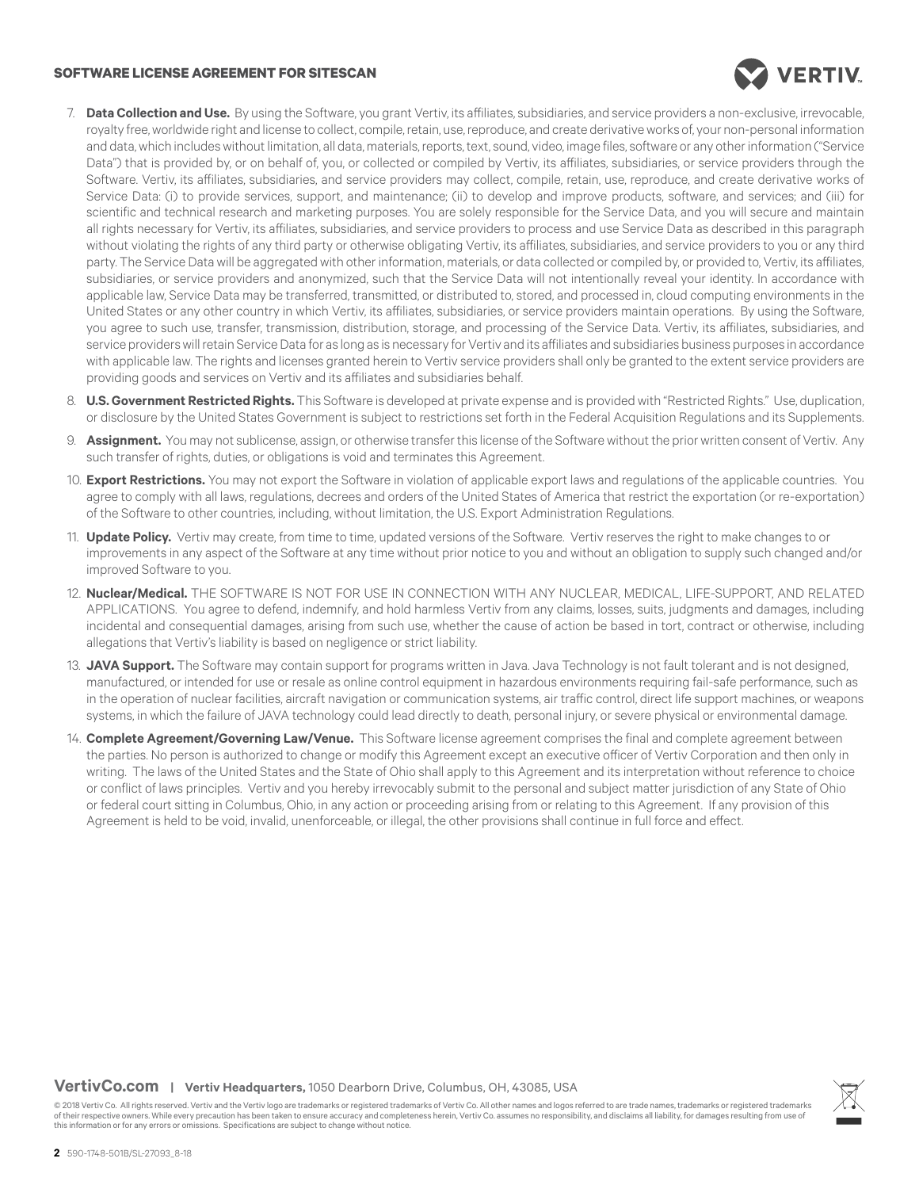7. **Data Collection and Use.** By using the Software, you grant Vertiv, its affiliates, subsidiaries, and service providers a non-exclusive, irrevocable, royalty free, worldwide right and license to collect, compile, retain, use, reproduce, and create derivative works of, your non-personal information and data, which includes without limitation, all data, materials, reports, text, sound, video, image files, software or any other information ("Service Data") that is provided by, or on behalf of, you, or collected or compiled by Vertiv, its affiliates, subsidiaries, or service providers through the Software. Vertiv, its affiliates, subsidiaries, and service providers may collect, compile, retain, use, reproduce, and create derivative works of Service Data: (i) to provide services, support, and maintenance; (ii) to develop and improve products, software, and services; and (iii) for scientific and technical research and marketing purposes. You are solely responsible for the Service Data, and you will secure and maintain all rights necessary for Vertiv, its affiliates, subsidiaries, and service providers to process and use Service Data as described in this paragraph without violating the rights of any third party or otherwise obligating Vertiv, its affiliates, subsidiaries, and service providers to you or any third party. The Service Data will be aggregated with other information, materials, or data collected or compiled by, or provided to, Vertiv, its affiliates, subsidiaries, or service providers and anonymized, such that the Service Data will not intentionally reveal your identity. In accordance with applicable law, Service Data may be transferred, transmitted, or distributed to, stored, and processed in, cloud computing environments in the United States or any other country in which Vertiv, its affiliates, subsidiaries, or service providers maintain operations. By using the Software, you agree to such use, transfer, transmission, distribution, storage, and processing of the Service Data. Vertiv, its affiliates, subsidiaries, and service providers will retain Service Data for as long as is necessary for Vertiv and its affiliates and subsidiaries business purposes in accordance with applicable law. The rights and licenses granted herein to Vertiv service providers shall only be granted to the extent service providers are providing goods and services on Vertiv and its affiliates and subsidiaries behalf.

8. **U.S. Government Restricted Rights.** This Software is developed at private expense and is provided with "Restricted Rights." Use, duplication, or disclosure by the United States Government is subject to restrictions set forth in the Federal Acquisition Regulations and its Supplements.

9. **Assignment.** You may not sublicense, assign, or otherwise transfer this license of the Software without the prior written consent of Vertiv. Any such transfer of rights, duties, or obligations is void and terminates this Agreement.

10. **Export Restrictions.** You may not export the Software in violation of applicable export laws and regulations of the applicable countries. You agree to comply with all laws, regulations, decrees and orders of the United States of America that restrict the exportation (or re-exportation) of the Software to other countries, including, without limitation, the U.S. Export Administration Regulations.

11. **Update Policy.** Vertiv may create, from time to time, updated versions of the Software. Vertiv reserves the right to make changes to or improvements in any aspect of the Software at any time without prior notice to you and without an obligation to supply such changed and/or improved Software to you.

12. **Nuclear/Medical.** THE SOFTWARE IS NOT FOR USE IN CONNECTION WITH ANY NUCLEAR, MEDICAL, LIFE-SUPPORT, AND RELATED APPLICATIONS. You agree to defend, indemnify, and hold harmless Vertiv from any claims, losses, suits, judgments and damages, including incidental and consequential damages, arising from such use, whether the cause of action be based in tort, contract or otherwise, including allegations that Vertiv's liability is based on negligence or strict liability.

13. **JAVA Support.** The Software may contain support for programs written in Java. Java Technology is not fault tolerant and is not designed, manufactured, or intended for use or resale as online control equipment in hazardous environments requiring fail-safe performance, such as in the operation of nuclear facilities, aircraft navigation or communication systems, air traffic control, direct life support machines, or weapons systems, in which the failure of JAVA technology could lead directly to death, personal injury, or severe physical or environmental damage.

14. **Complete Agreement/Governing Law/Venue.** This Software license agreement comprises the final and complete agreement between the parties. No person is authorized to change or modify this Agreement except an executive officer of Vertiv Corporation and then only in writing. The laws of the United States and the State of Ohio shall apply to this Agreement and its interpretation without reference to choice or conflict of laws principles. Vertiv and you hereby irrevocably submit to the personal and subject matter jurisdiction of any State of Ohio or federal court sitting in Columbus, Ohio, in any action or proceeding arising from or relating to this Agreement. If any provision of this Agreement is held to be void, invalid, unenforceable, or illegal, the other provisions shall continue in full force and effect.

**VertivCo.com** | **Vertiv Headquarters,** 1050 Dearborn Drive, Columbus, OH, 43085, USA

© 2018 Vertiv Co. All rights reserved. Vertiv and the Vertiv logo are trademarks or registered trademarks of Vertiv Co. All other names and logos referred to are trade names, trademarks or registered trademarks of their respective owners. While every precaution has been taken to ensure accuracy and completeness herein, Vertiv Co. assumes no responsibility, and disclaims all liability, for damages resulting from use of this information or for any errors or omissions. Specifications are subject to change without notice.

590-1748-501B/SL-27093_8-18